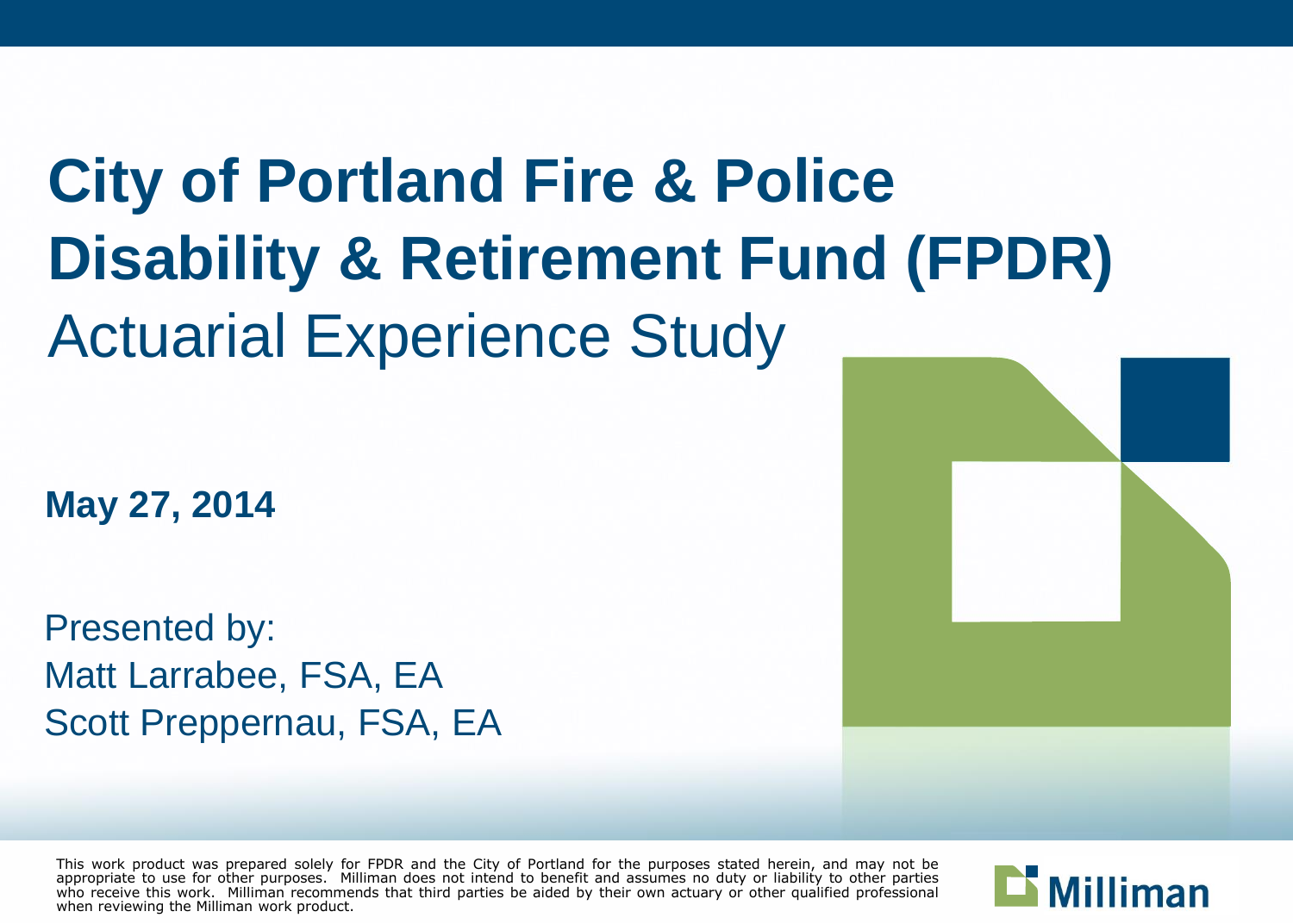# City of Portland Fire & Police Disability & Retirement Fund (FPDR)

## Actuarial Experience Study

**May 27, 2014**

Presented by:
Matt Larrabee, FSA, EA
Scott Preppernau, FSA, EA

This work product was prepared solely for FPDR and the City of Portland for the purposes stated herein, and may not be appropriate to use for other purposes. Milliman does not intend to benefit and assumes no duty or liability to other parties who receive this work. Milliman recommends that third parties be aided by their own actuary or other qualified professional when reviewing the Milliman work product.

Milliman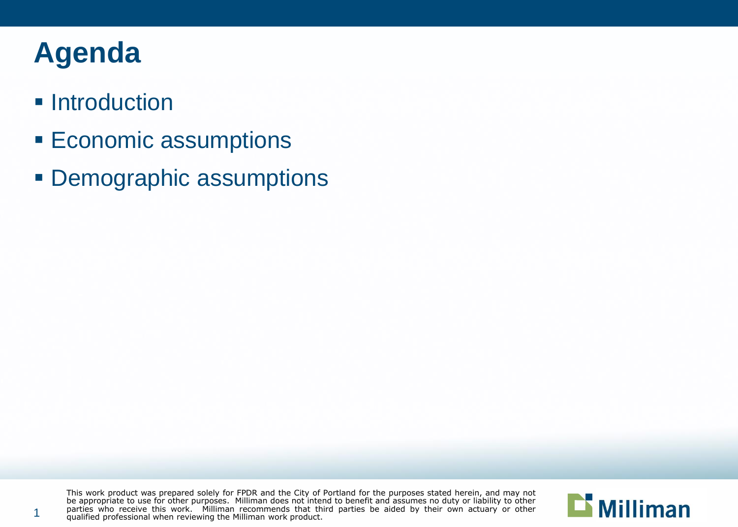# Agenda

- Introduction
- Economic assumptions
- Demographic assumptions

This work product was prepared solely for FPDR and the City of Portland for the purposes stated herein, and may not be appropriate to use for other purposes. Milliman does not intend to benefit and assumes no duty or liability to other parties who receive this work. Milliman recommends that third parties be aided by their own actuary or other qualified professional when reviewing the Milliman work product.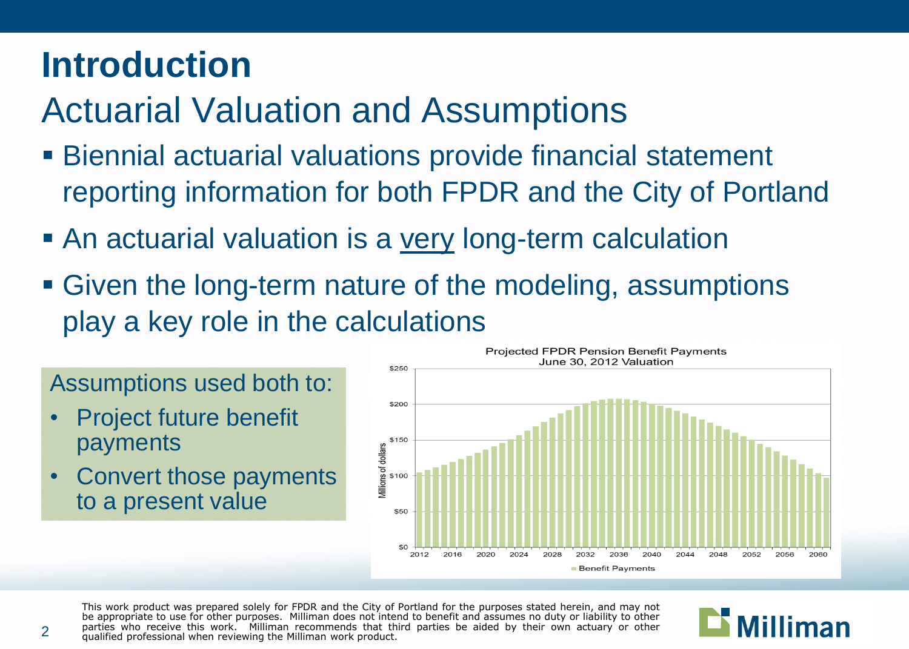# Introduction

## Actual Valuation and Assumptions

- Biennial actuarial valuations provide financial statement reporting information for both FPDR and the City of Portland
- An actuarial valuation is a very long-term calculation
- Given the long-term nature of the modeling, assumptions play a key role in the calculations

Assumptions used both to:

- Project future benefit payments
- Convert those payments to a present value

Projected FPDR Pension Benefit Payments
June 30, 2012 Valuation

This work product was prepared solely for FPDR and the City of Portland for the purposes stated herein, and may not be appropriate to use for other purposes. Milliman does not intend to benefit and assumes no duty or liability to other parties who receive this work. Milliman recommends that third parties be aided by their own actuary or other qualified professional when reviewing the Milliman work product.

# Introduction

## Actuarial Valuation and Assumptions

- Biennial actuarial valuations provide financial statement reporting information for both FPDR and the City of Portland
- An actuarial valuation is a very long-term calculation
- Given the long-term nature of the modeling, assumptions play a key role in the calculations

Assumptions used both to:

- Project future benefit payments
- Convert those payments to a present value

Projected FPDR Pension Benefit Payments
June 30, 2012 Valuation

This work product was prepared solely for FPDR and the City of Portland for the purposes stated herein, and may not be appropriate to use for other purposes. Milliman does not intend to benefit and assumes no duty or liability to other parties who receive this work. Milliman recommends that third parties be aided by their own actuary or other qualified professional when reviewing the Milliman work product.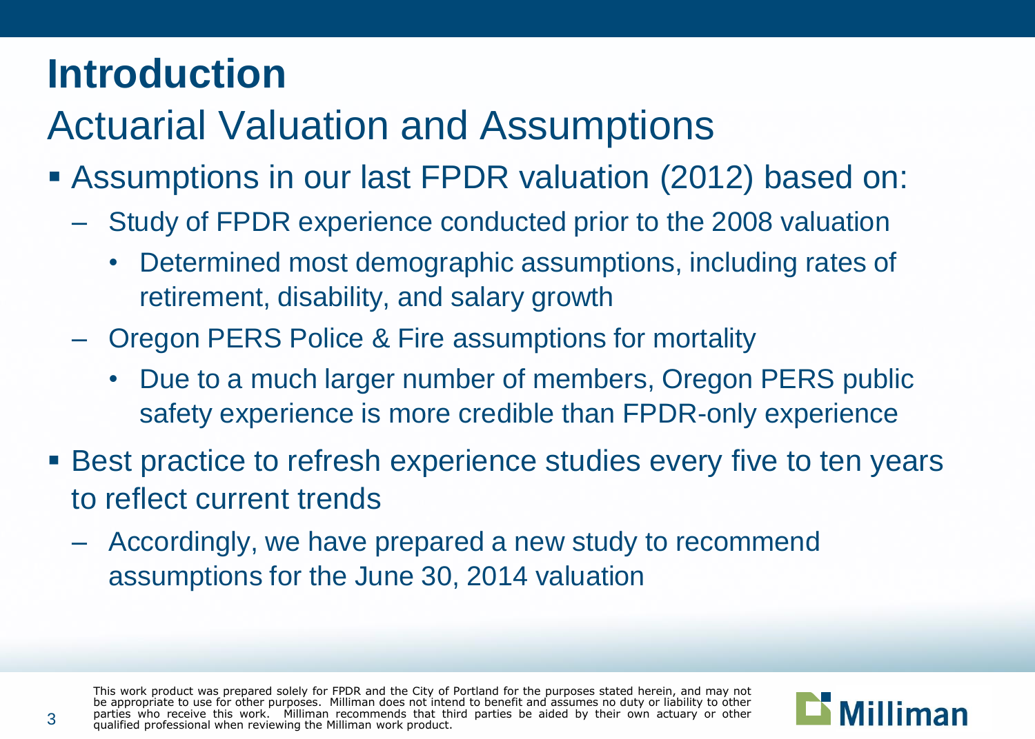# Introduction

## Actuarial Valuation and Assumptions

- Assumptions in our last FPDR valuation (2012) based on:
  - Study of FPDR experience conducted prior to the 2008 valuation
    - Determined most demographic assumptions, including rates of retirement, disability, and salary growth
  - Oregon PERS Police & Fire assumptions for mortality
    - Due to a much larger number of members, Oregon PERS public safety experience is more credible than FPDR-only experience
- Best practice to refresh experience studies every five to ten years to reflect current trends
  - Accordingly, we have prepared a new study to recommend assumptions for the June 30, 2014 valuation

This work product was prepared solely for FPDR and the City of Portland for the purposes stated herein, and may not be appropriate to use for other purposes. Milliman does not intend to benefit and assumes no duty or liability to other parties who receive this work. Milliman recommends that third parties be aided by their own actuary or other qualified professional when reviewing the Milliman work product.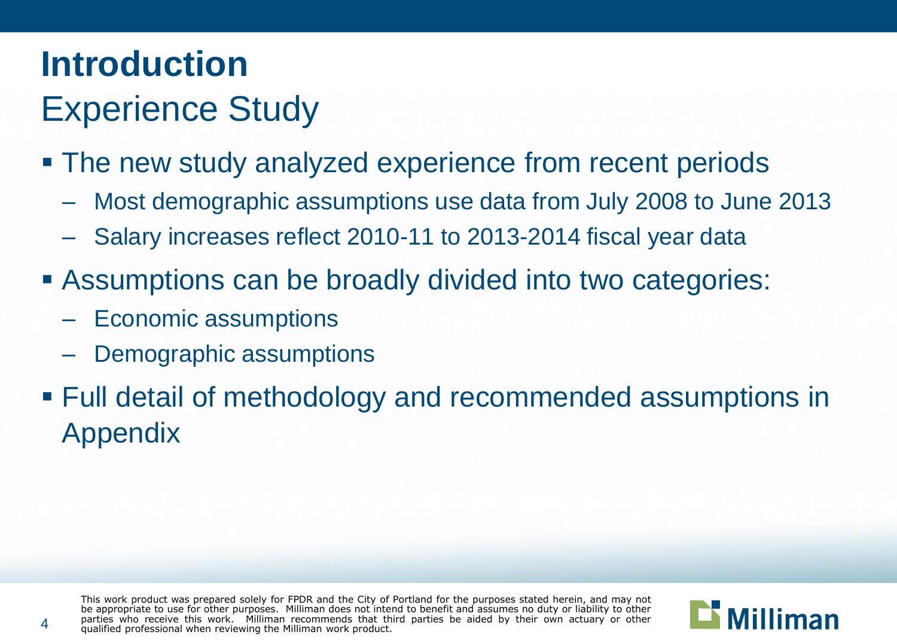# Introduction

## Experience Study

- The new study analyzed experience from recent periods
  - Most demographic assumptions use data from July 2008 to June 2013
  - Salary increases reflect 2010-11 to 2013-2014 fiscal year data
- Assumptions can be broadly divided into two categories:
  - Economic assumptions
  - Demographic assumptions
- Full detail of methodology and recommended assumptions in Appendix

This work product was prepared solely for FPDR and the City of Portland for the purposes stated herein, and may not be appropriate to use for other purposes. Milliman does not intend to benefit and assumes no duty or liability to other parties who receive this work. Milliman recommends that third parties be aided by their own actuary or other qualified professional when reviewing the Milliman work product.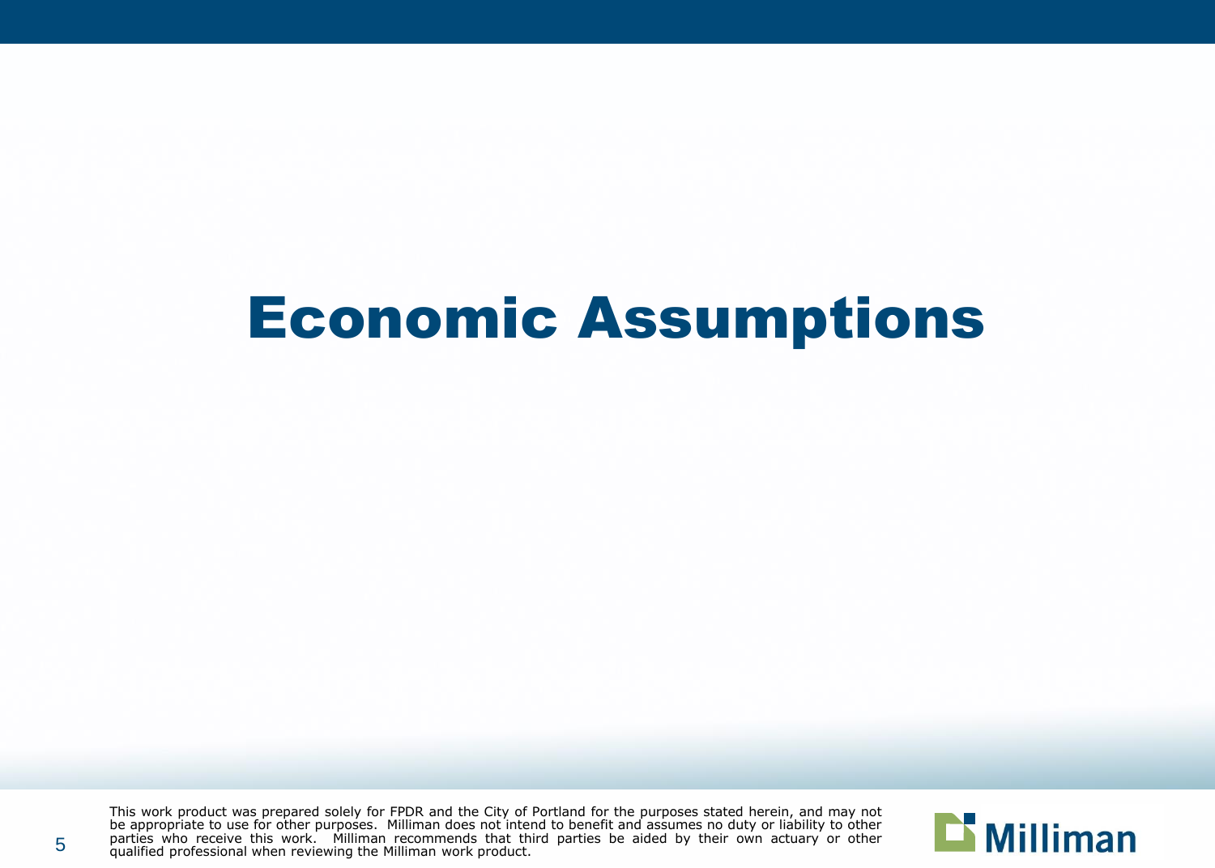# Economic Assumptions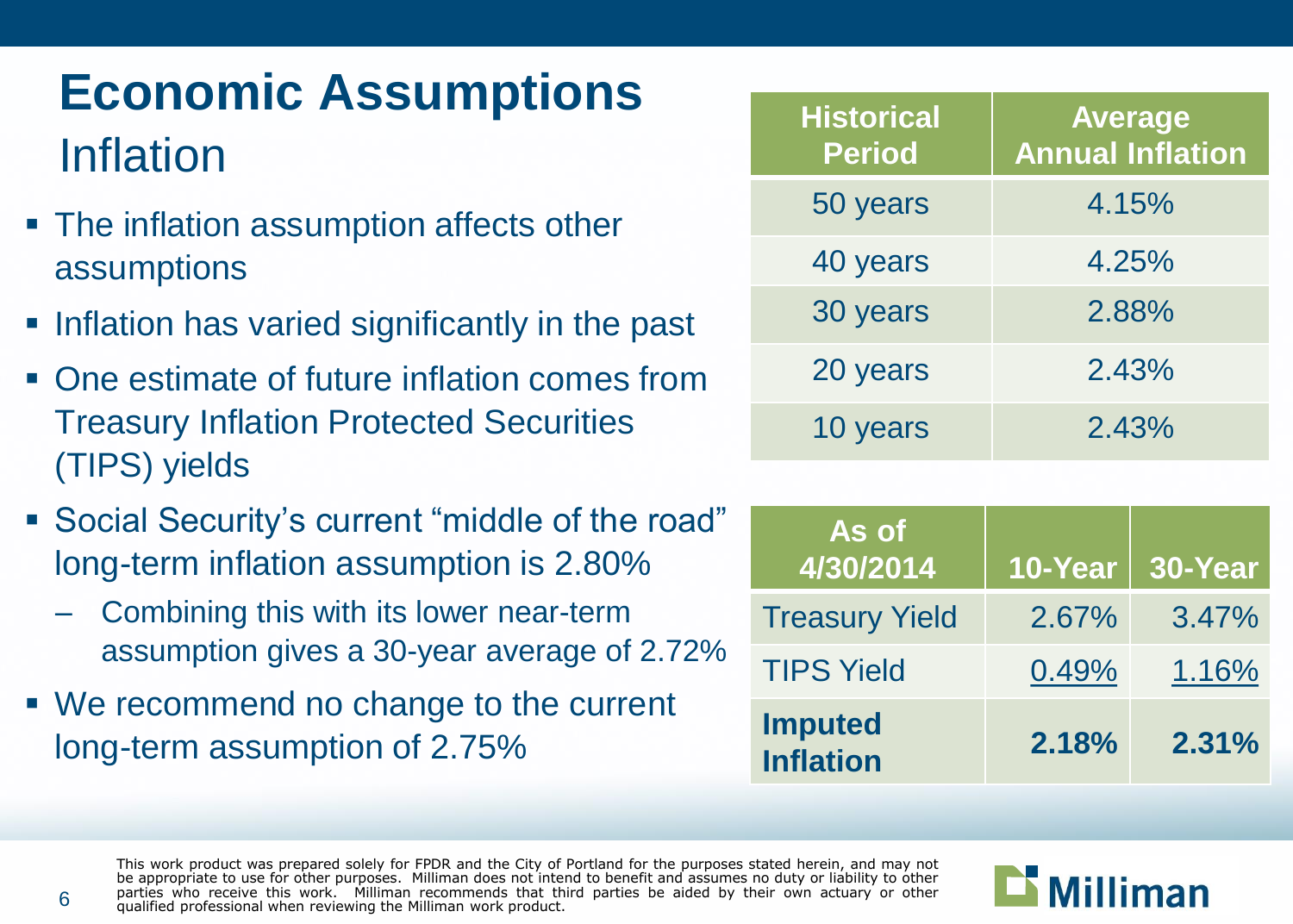# Economic Assumptions

## Inflation

- The inflation assumption affects other assumptions
- Inflation has varied significantly in the past
- One estimate of future inflation comes from Treasury Inflation Protected Securities (TIPS) yields
- Social Security's current "middle of the road" long-term inflation assumption is 2.80%
  - Combining this with its lower near-term assumption gives a 30-year average of 2.72%
- We recommend no change to the current long-term assumption of 2.75%

| Historical Period | Average Annual Inflation |
|---|---|
| 50 years | 4.15% |
| 40 years | 4.25% |
| 30 years | 2.88% |
| 20 years | 2.43% |
| 10 years | 2.43% |

| As of 4/30/2014 | 10-Year | 30-Year |
|---|---|---|
| Treasury Yield | 2.67% | 3.47% |
| TIPS Yield | 0.49% | 1.16% |
| **Imputed Inflation** | **2.18%** | **2.31%** |

This work product was prepared solely for FPDR and the City of Portland for the purposes stated herein, and may not be appropriate to use for other purposes. Milliman does not intend to benefit and assumes no duty or liability to other parties who receive this work. Milliman recommends that third parties be aided by their own actuary or other qualified professional when reviewing the Milliman work product.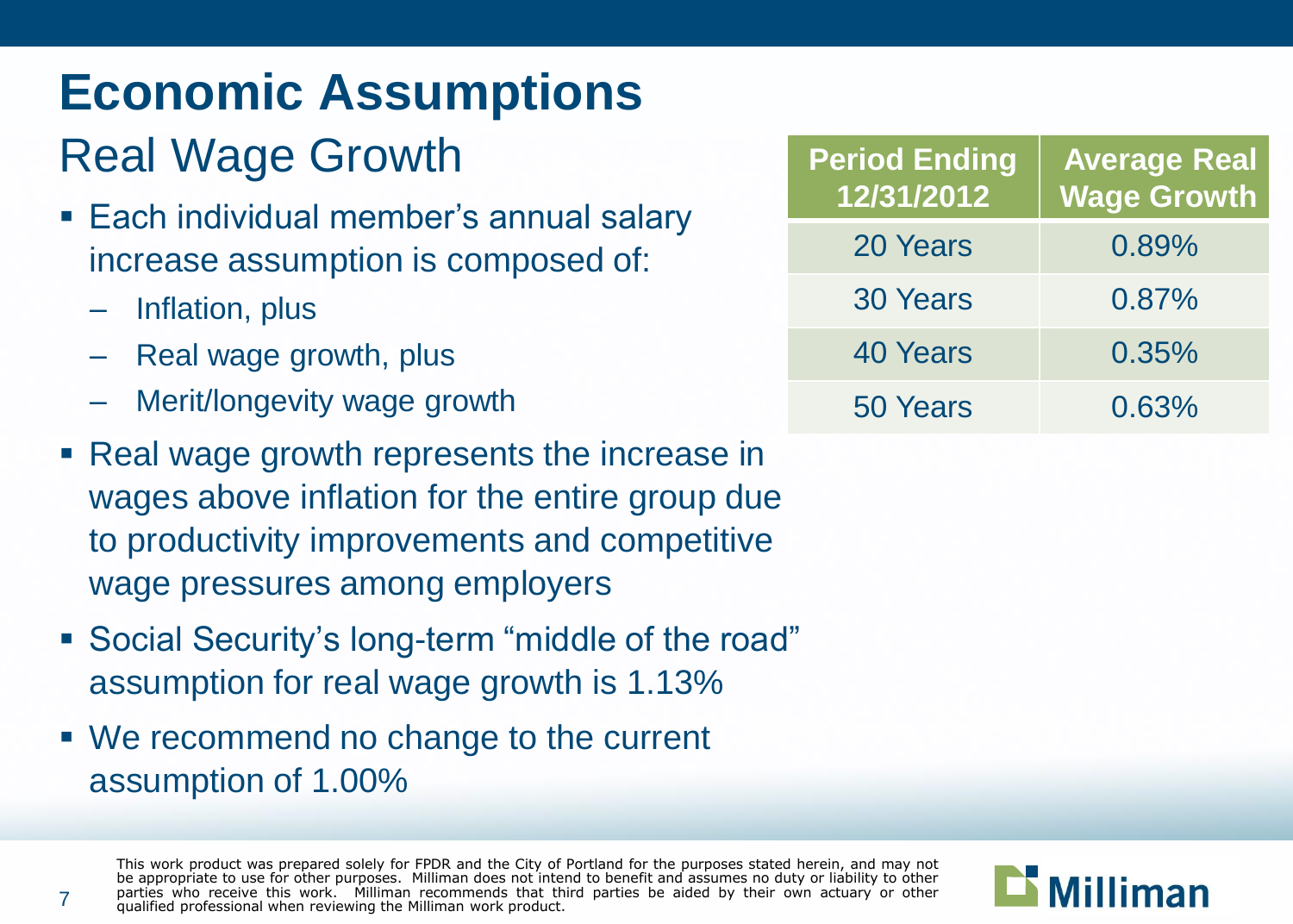# Economic Assumptions

## Real Wage Growth

- Each individual member's annual salary increase assumption is composed of:
  - Inflation, plus
  - Real wage growth, plus
  - Merit/longevity wage growth
- Real wage growth represents the increase in wages above inflation for the entire group due to productivity improvements and competitive wage pressures among employers
- Social Security's long-term "middle of the road" assumption for real wage growth is 1.13%
- We recommend no change to the current assumption of 1.00%

| Period Ending 12/31/2012 | Average Real Wage Growth |
|---|---|
| 20 Years | 0.89% |
| 30 Years | 0.87% |
| 40 Years | 0.35% |
| 50 Years | 0.63% |

This work product was prepared solely for FPDR and the City of Portland for the purposes stated herein, and may not be appropriate to use for other purposes. Milliman does not intend to benefit and assumes no duty or liability to other parties who receive this work. Milliman recommends that third parties be aided by their own actuary or other qualified professional when reviewing the Milliman work product.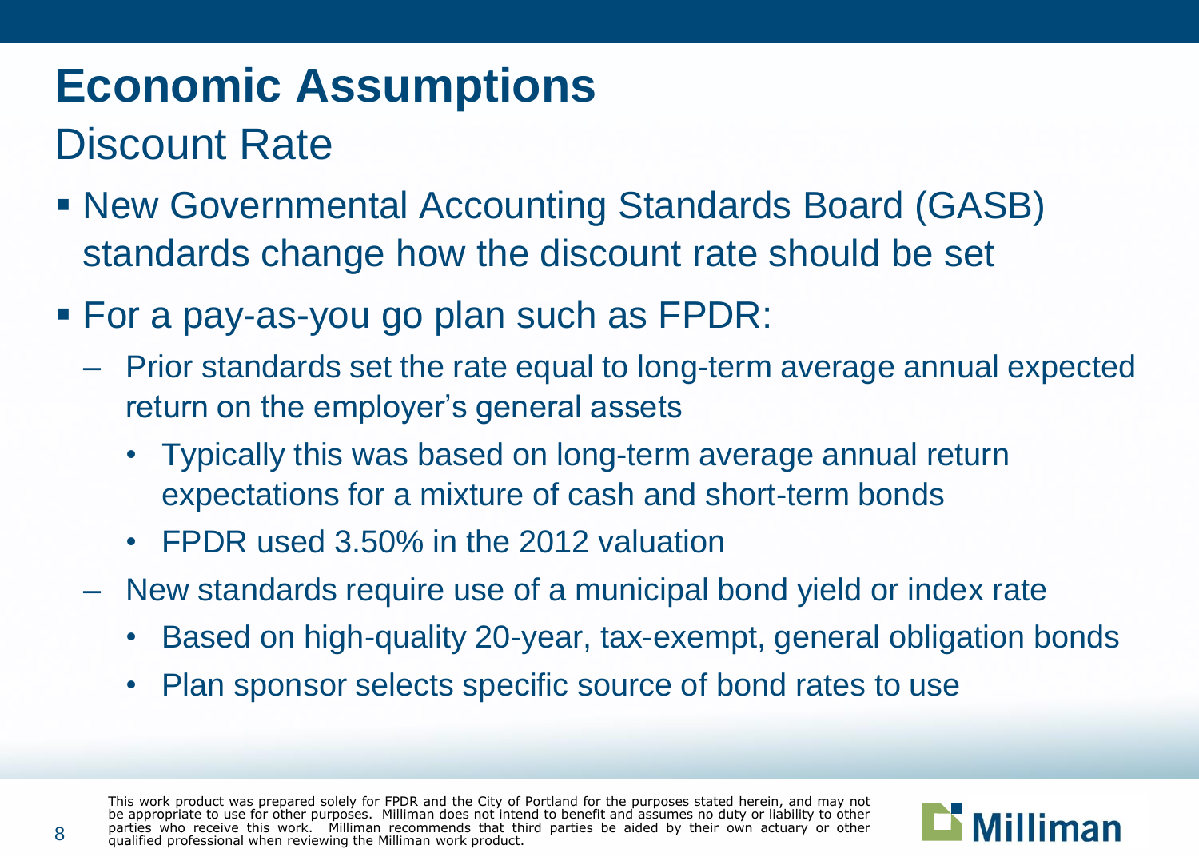# Economic Assumptions

## Discount Rate

- New Governmental Accounting Standards Board (GASB) standards change how the discount rate should be set
- For a pay-as-you go plan such as FPDR:
  - Prior standards set the rate equal to long-term average annual expected return on the employer's general assets
    - Typically this was based on long-term average annual return expectations for a mixture of cash and short-term bonds
    - FPDR used 3.50% in the 2012 valuation
  - New standards require use of a municipal bond yield or index rate
    - Based on high-quality 20-year, tax-exempt, general obligation bonds
    - Plan sponsor selects specific source of bond rates to use

This work product was prepared solely for FPDR and the City of Portland for the purposes stated herein, and may not be appropriate to use for other purposes. Milliman does not intend to benefit and assumes no duty or liability to other parties who receive this work. Milliman recommends that third parties be aided by their own actuary or other qualified professional when reviewing the Milliman work product.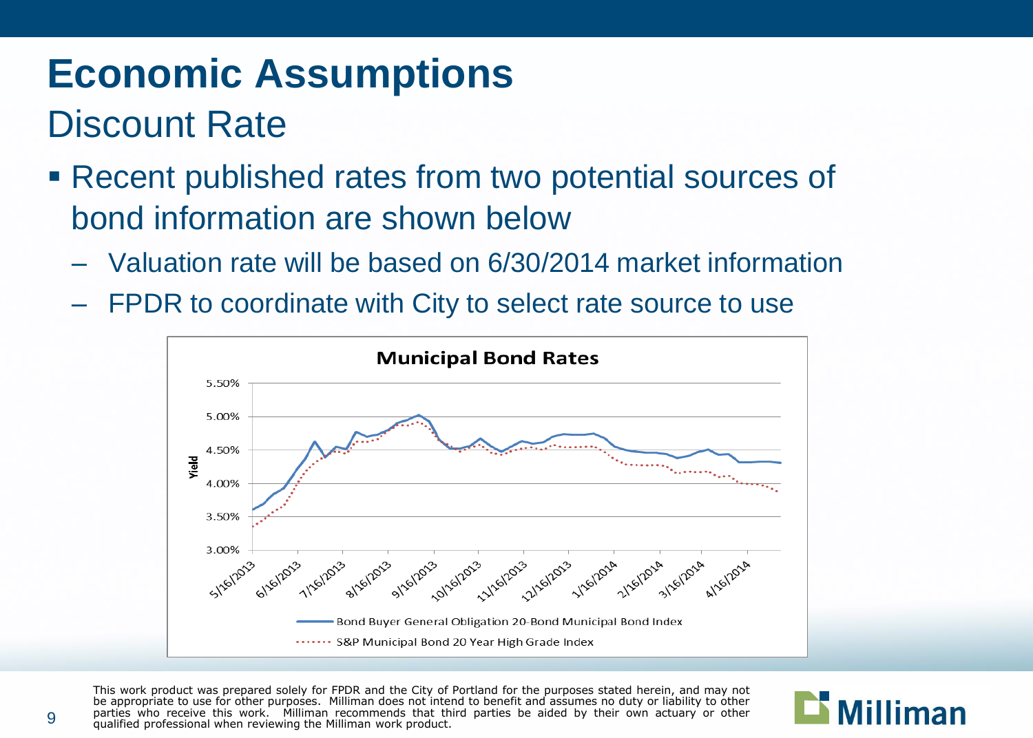# Economic Assumptions

## Discount Rate

- Recent published rates from two potential sources of bond information are shown below
  - Valuation rate will be based on 6/30/2014 market information
  - FPDR to coordinate with City to select rate source to use

**Municipal Bond Rates**

Yield: 3.00% – 5.50%

Dates: 5/16/2013, 6/16/2013, 7/16/2013, 8/16/2013, 9/16/2013, 10/16/2013, 11/16/2013, 12/16/2013, 1/16/2014, 2/16/2014, 3/16/2014, 4/16/2014

- Bond Buyer General Obligation 20-Bond Municipal Bond Index
- S&P Municipal Bond 20 Year High Grade Index

This work product was prepared solely for FPDR and the City of Portland for the purposes stated herein, and may not be appropriate to use for other purposes. Milliman does not intend to benefit and assumes no duty or liability to other parties who receive this work. Milliman recommends that third parties be aided by their own actuary or other qualified professional when reviewing the Milliman work product.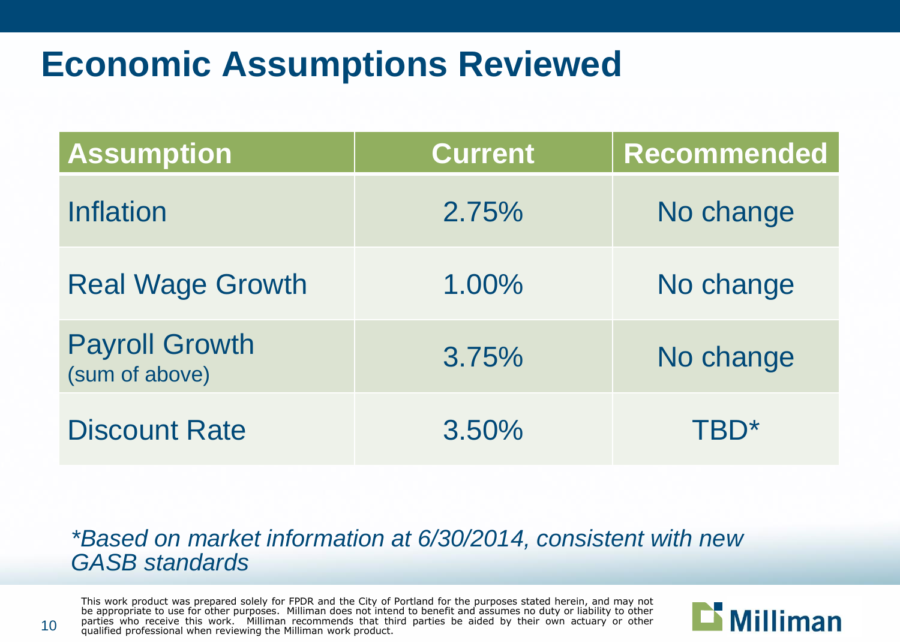# Economic Assumptions Reviewed

| Assumption | Current | Recommended |
|---|---|---|
| Inflation | 2.75% | No change |
| Real Wage Growth | 1.00% | No change |
| Payroll Growth (sum of above) | 3.75% | No change |
| Discount Rate | 3.50% | TBD* |

*\*Based on market information at 6/30/2014, consistent with new GASB standards*

This work product was prepared solely for FPDR and the City of Portland for the purposes stated herein, and may not be appropriate to use for other purposes. Milliman does not intend to benefit and assumes no duty or liability to other parties who receive this work. Milliman recommends that third parties be aided by their own actuary or other qualified professional when reviewing the Milliman work product.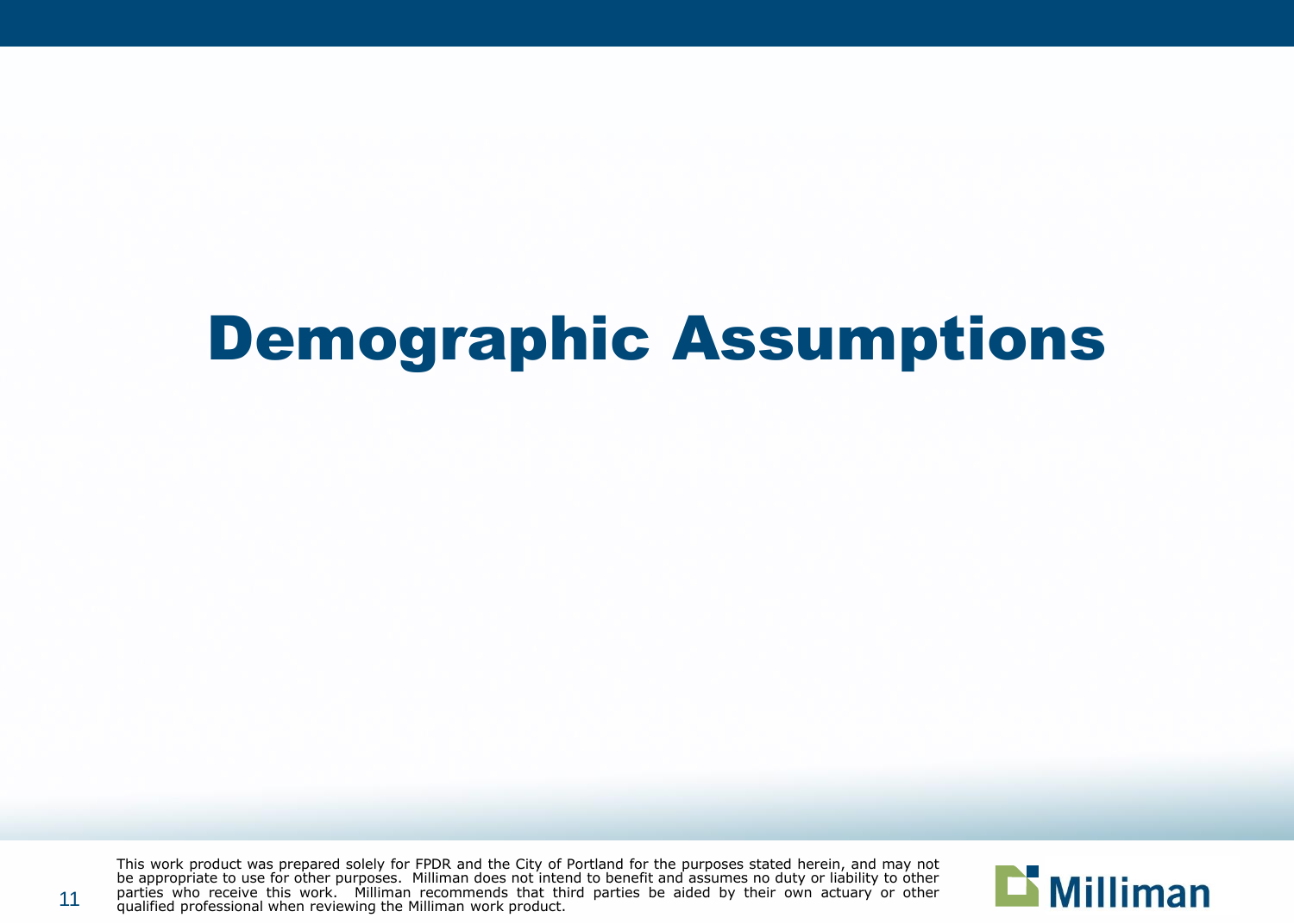# Demographic Assumptions

This work product was prepared solely for FPDR and the City of Portland for the purposes stated herein, and may not be appropriate to use for other purposes. Milliman does not intend to benefit and assumes no duty or liability to other parties who receive this work. Milliman recommends that third parties be aided by their own actuary or other qualified professional when reviewing the Milliman work product.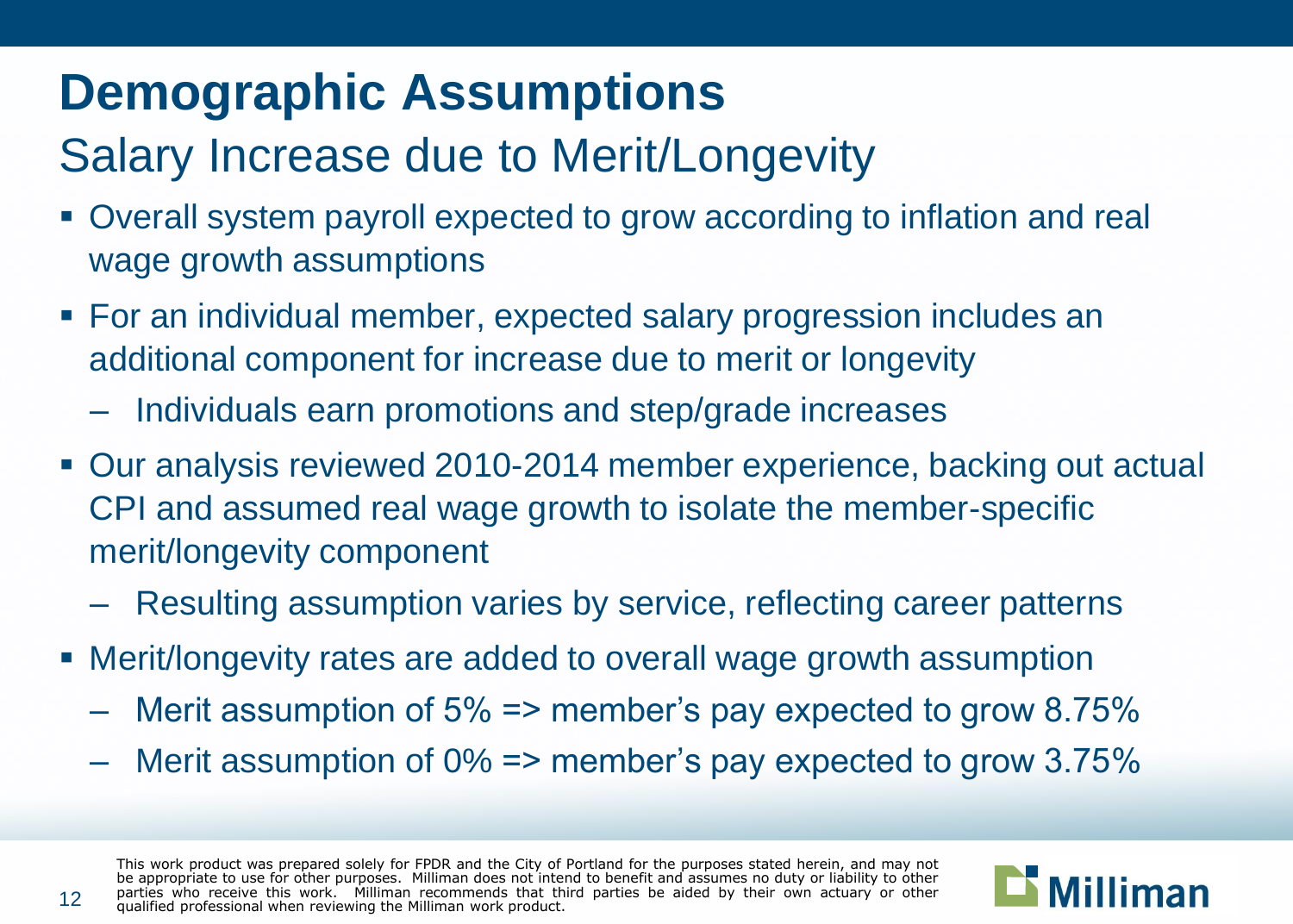# Demographic Assumptions

## Salary Increase due to Merit/Longevity

- Overall system payroll expected to grow according to inflation and real wage growth assumptions
- For an individual member, expected salary progression includes an additional component for increase due to merit or longevity
  - Individuals earn promotions and step/grade increases
- Our analysis reviewed 2010-2014 member experience, backing out actual CPI and assumed real wage growth to isolate the member-specific merit/longevity component
  - Resulting assumption varies by service, reflecting career patterns
- Merit/longevity rates are added to overall wage growth assumption
  - Merit assumption of 5% => member's pay expected to grow 8.75%
  - Merit assumption of 0% => member's pay expected to grow 3.75%

This work product was prepared solely for FPDR and the City of Portland for the purposes stated herein, and may not be appropriate to use for other purposes. Milliman does not intend to benefit and assumes no duty or liability to other parties who receive this work. Milliman recommends that third parties be aided by their own actuary or other qualified professional when reviewing the Milliman work product.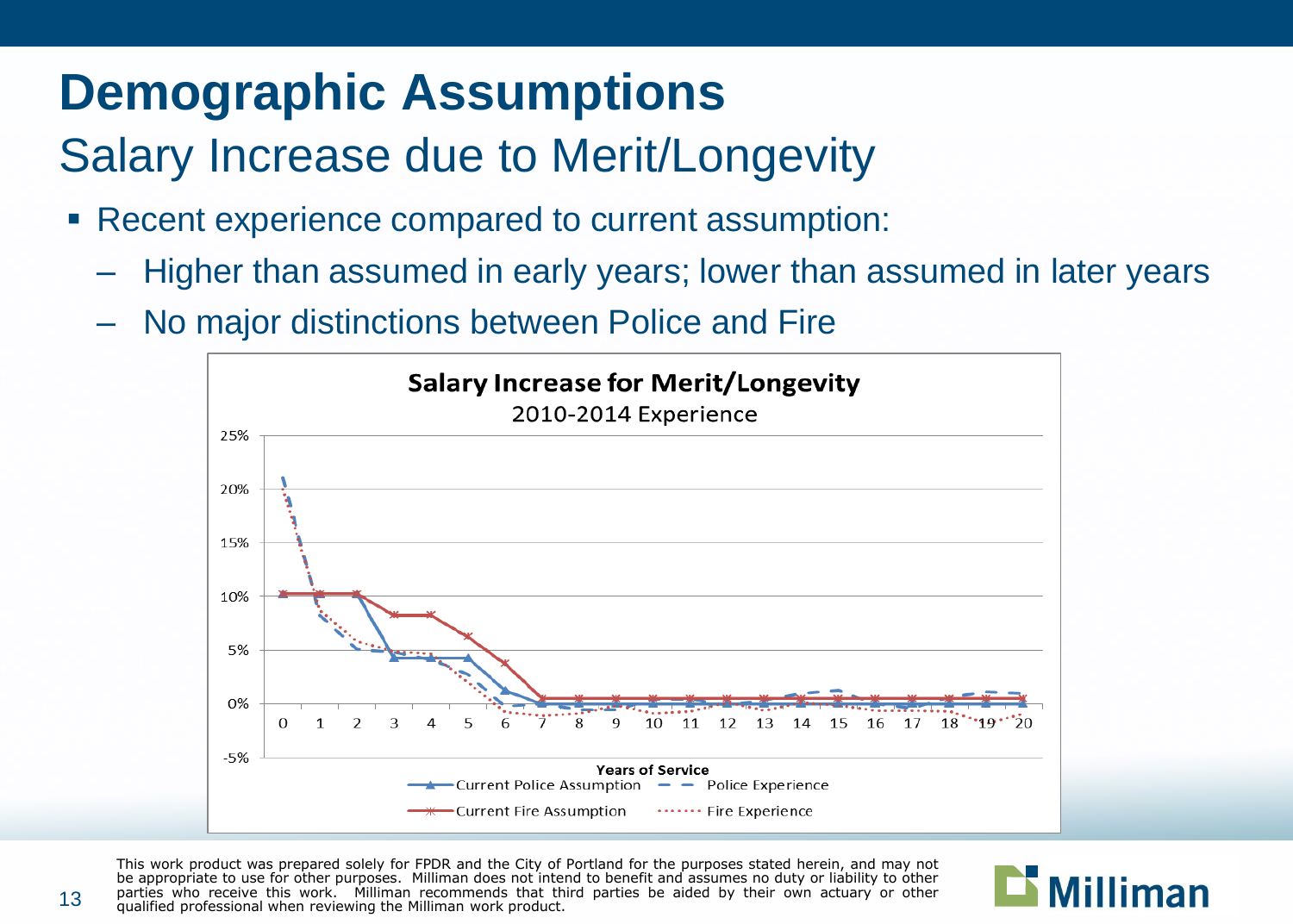# Demographic Assumptions

## Salary Increase due to Merit/Longevity

- Recent experience compared to current assumption:
  - Higher than assumed in early years; lower than assumed in later years
  - No major distinctions between Police and Fire

**Salary Increase for Merit/Longevity**
2010-2014 Experience

Years of Service

Current Police Assumption — Police Experience — Current Fire Assumption — Fire Experience

This work product was prepared solely for FPDR and the City of Portland for the purposes stated herein, and may not be appropriate to use for other purposes. Milliman does not intend to benefit and assumes no duty or liability to other parties who receive this work. Milliman recommends that third parties be aided by their own actuary or other qualified professional when reviewing the Milliman work product.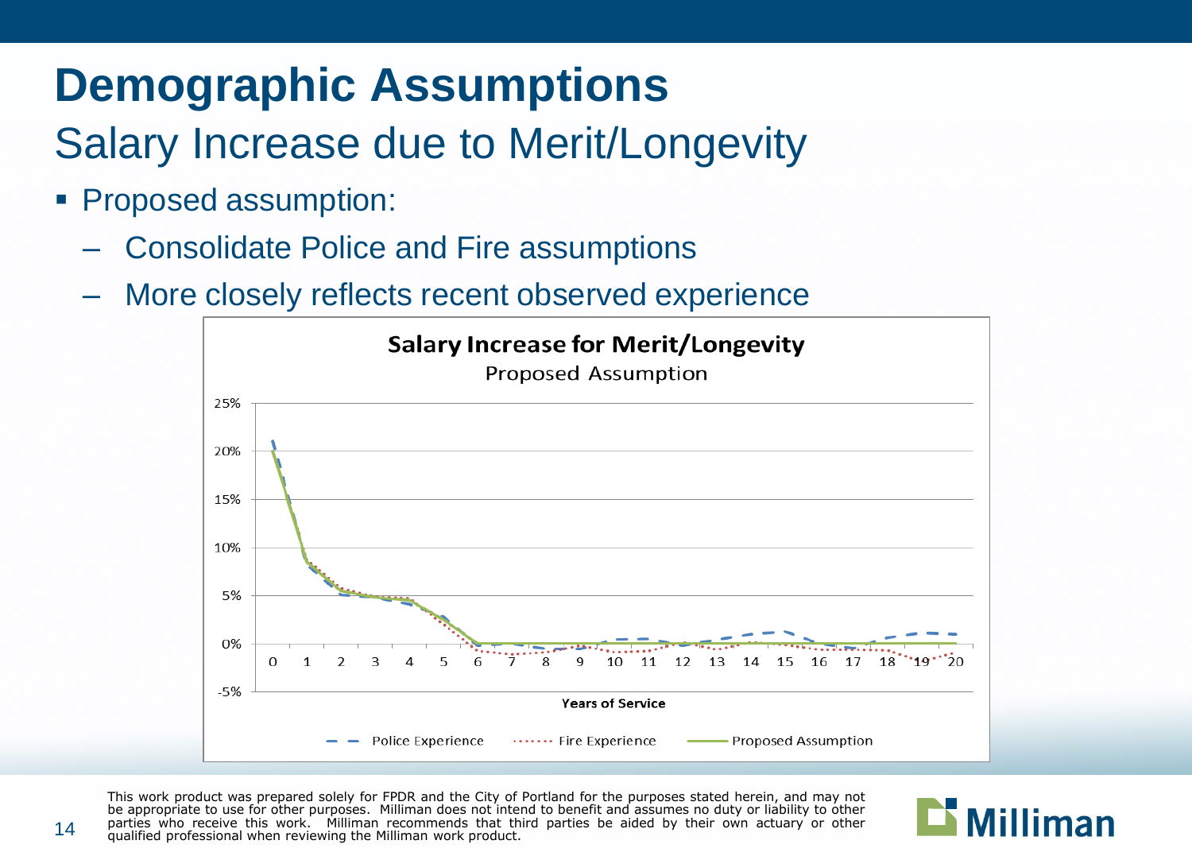# Demographic Assumptions

## Salary Increase due to Merit/Longevity

- Proposed assumption:
  - Consolidate Police and Fire assumptions
  - More closely reflects recent observed experience

**Salary Increase for Merit/Longevity**

Proposed Assumption

Years of Service

Police Experience — Fire Experience — Proposed Assumption

This work product was prepared solely for FPDR and the City of Portland for the purposes stated herein, and may not be appropriate to use for other purposes. Milliman does not intend to benefit and assumes no duty or liability to other parties who receive this work. Milliman recommends that third parties be aided by their own actuary or other qualified professional when reviewing the Milliman work product.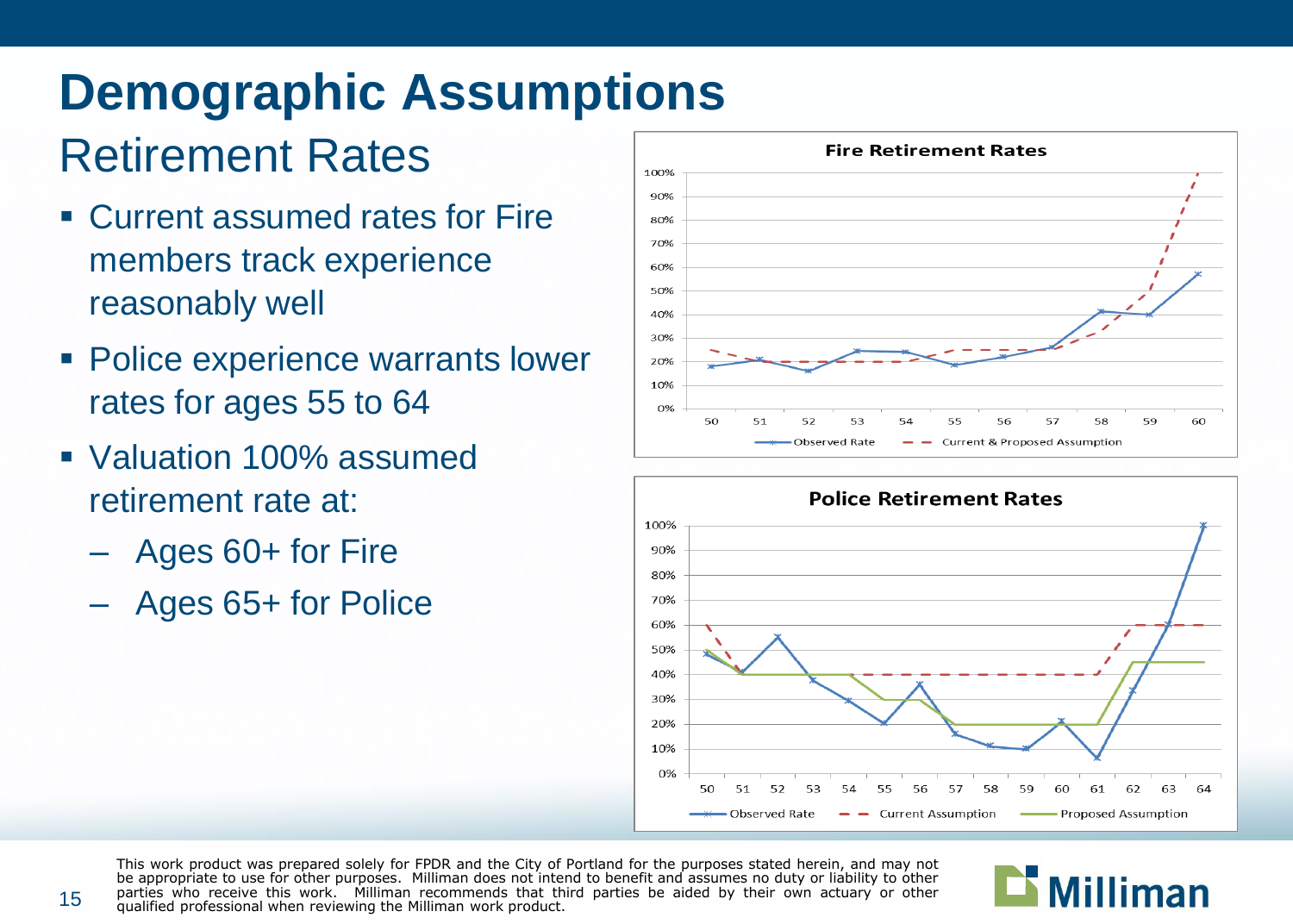# Demographic Assumptions

## Retirement Rates

- Current assumed rates for Fire members track experience reasonably well
- Police experience warrants lower rates for ages 55 to 64
- Valuation 100% assumed retirement rate at:
  - Ages 60+ for Fire
  - Ages 65+ for Police

This work product was prepared solely for FPDR and the City of Portland for the purposes stated herein, and may not be appropriate to use for other purposes. Milliman does not intend to benefit and assumes no duty or liability to other parties who receive this work. Milliman recommends that third parties be aided by their own actuary or other qualified professional when reviewing the Milliman work product.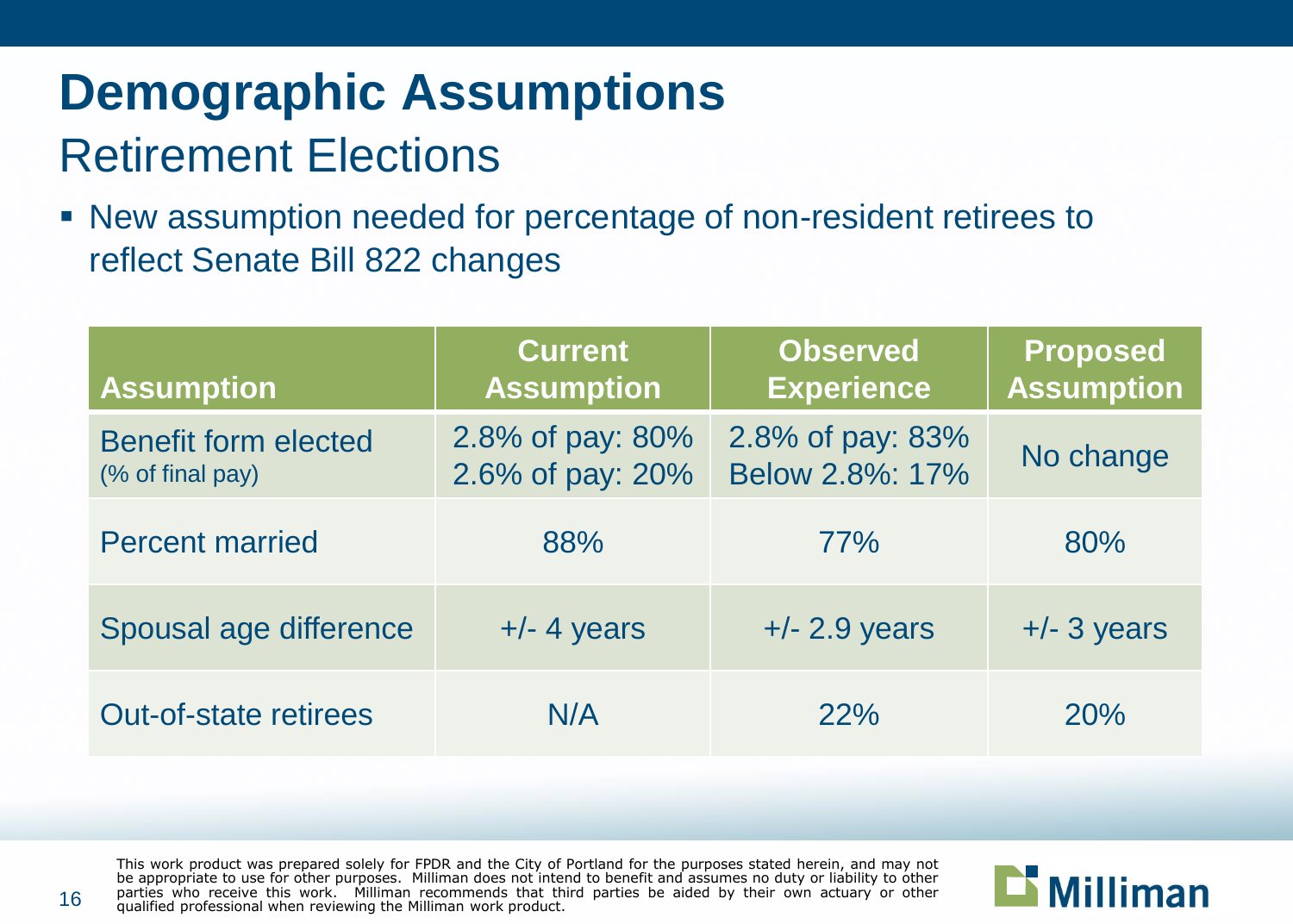# Demographic Assumptions

## Retirement Elections

- New assumption needed for percentage of non-resident retirees to reflect Senate Bill 822 changes

| Assumption | Current Assumption | Observed Experience | Proposed Assumption |
|---|---|---|---|
| Benefit form elected (% of final pay) | 2.8% of pay: 80%<br>2.6% of pay: 20% | 2.8% of pay: 83%<br>Below 2.8%: 17% | No change |
| Percent married | 88% | 77% | 80% |
| Spousal age difference | +/- 4 years | +/- 2.9 years | +/- 3 years |
| Out-of-state retirees | N/A | 22% | 20% |

This work product was prepared solely for FPDR and the City of Portland for the purposes stated herein, and may not be appropriate to use for other purposes. Milliman does not intend to benefit and assumes no duty or liability to other parties who receive this work. Milliman recommends that third parties be aided by their own actuary or other qualified professional when reviewing the Milliman work product.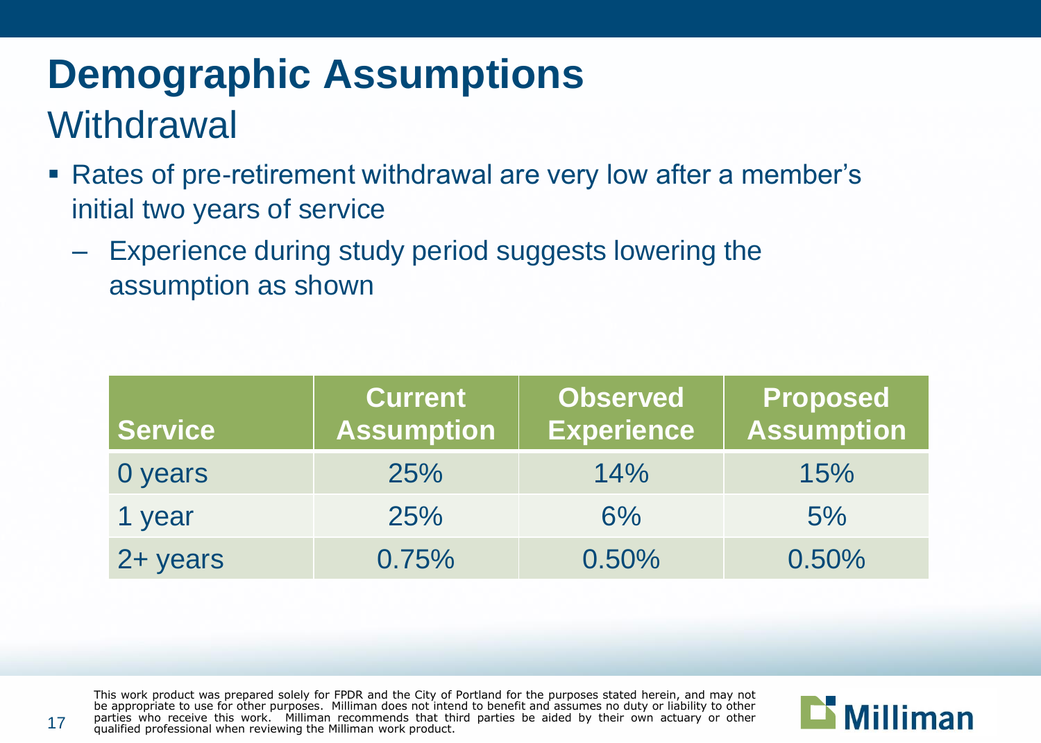# Demographic Assumptions

## Withdrawal

- Rates of pre-retirement withdrawal are very low after a member's initial two years of service
  - Experience during study period suggests lowering the assumption as shown

| Service | Current Assumption | Observed Experience | Proposed Assumption |
|---|---|---|---|
| 0 years | 25% | 14% | 15% |
| 1 year | 25% | 6% | 5% |
| 2+ years | 0.75% | 0.50% | 0.50% |

This work product was prepared solely for FPDR and the City of Portland for the purposes stated herein, and may not be appropriate to use for other purposes. Milliman does not intend to benefit and assumes no duty or liability to other parties who receive this work. Milliman recommends that third parties be aided by their own actuary or other qualified professional when reviewing the Milliman work product.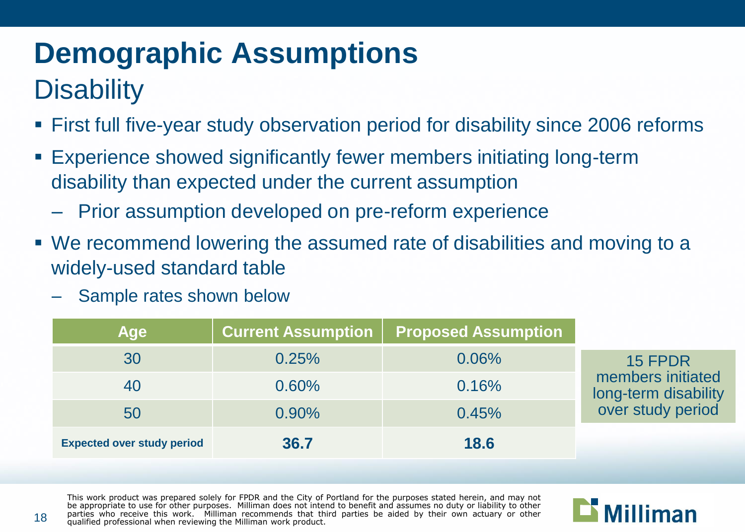# Demographic Assumptions

## Disability

- First full five-year study observation period for disability since 2006 reforms
- Experience showed significantly fewer members initiating long-term disability than expected under the current assumption
  - Prior assumption developed on pre-reform experience
- We recommend lowering the assumed rate of disabilities and moving to a widely-used standard table
  - Sample rates shown below

| Age | Current Assumption | Proposed Assumption |
|---|---|---|
| 30 | 0.25% | 0.06% |
| 40 | 0.60% | 0.16% |
| 50 | 0.90% | 0.45% |
| **Expected over study period** | **36.7** | **18.6** |

15 FPDR members initiated long-term disability over study period

This work product was prepared solely for FPDR and the City of Portland for the purposes stated herein, and may not be appropriate to use for other purposes. Milliman does not intend to benefit and assumes no duty or liability to other parties who receive this work. Milliman recommends that third parties be aided by their own actuary or other qualified professional when reviewing the Milliman work product.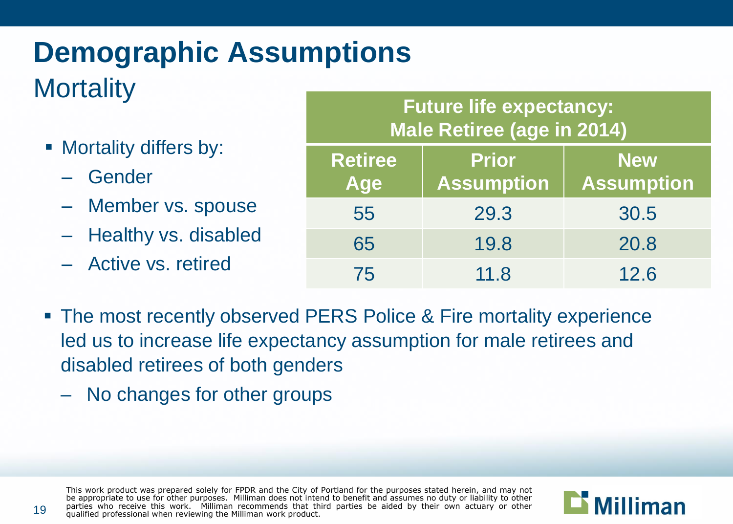# Demographic Assumptions

## Mortality

- Mortality differs by:
  - Gender
  - Member vs. spouse
  - Healthy vs. disabled
  - Active vs. retired

| Future life expectancy: Male Retiree (age in 2014) | | |
|---|---|---|
| **Retiree Age** | **Prior Assumption** | **New Assumption** |
| 55 | 29.3 | 30.5 |
| 65 | 19.8 | 20.8 |
| 75 | 11.8 | 12.6 |

- The most recently observed PERS Police & Fire mortality experience led us to increase life expectancy assumption for male retirees and disabled retirees of both genders
  - No changes for other groups

This work product was prepared solely for FPDR and the City of Portland for the purposes stated herein, and may not be appropriate to use for other purposes. Milliman does not intend to benefit and assumes no duty or liability to other parties who receive this work. Milliman recommends that third parties be aided by their own actuary or other qualified professional when reviewing the Milliman work product.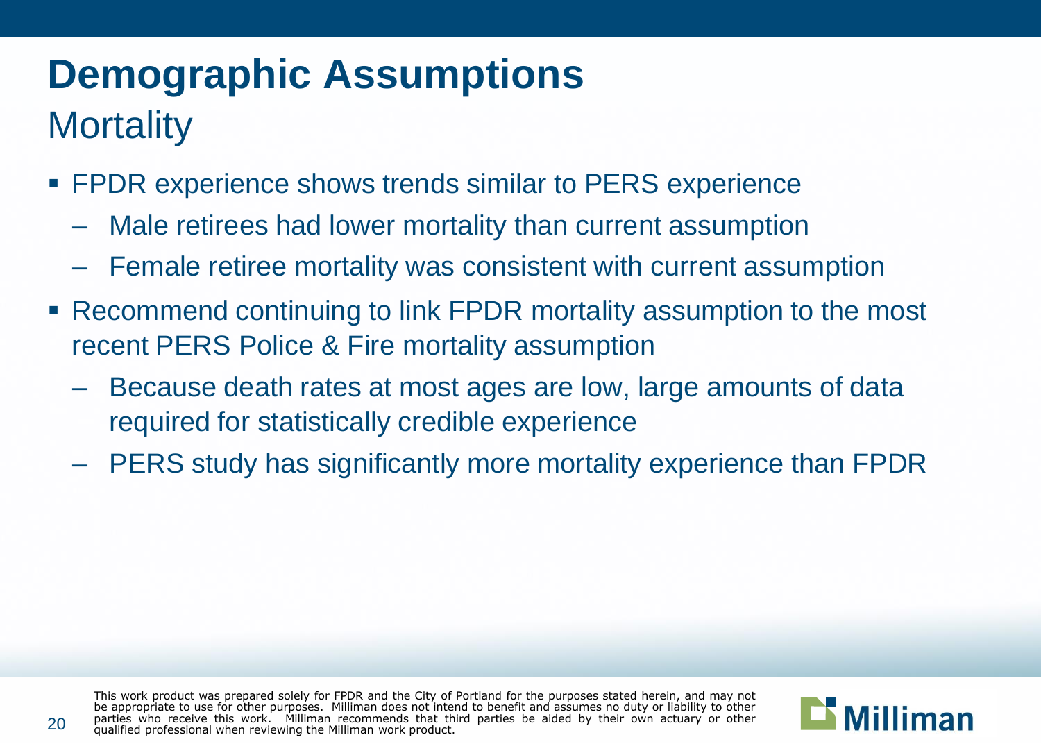# Demographic Assumptions

## Mortality

- FPDR experience shows trends similar to PERS experience
  - Male retirees had lower mortality than current assumption
  - Female retiree mortality was consistent with current assumption
- Recommend continuing to link FPDR mortality assumption to the most recent PERS Police & Fire mortality assumption
  - Because death rates at most ages are low, large amounts of data required for statistically credible experience
  - PERS study has significantly more mortality experience than FPDR

This work product was prepared solely for FPDR and the City of Portland for the purposes stated herein, and may not be appropriate to use for other purposes. Milliman does not intend to benefit and assumes no duty or liability to other parties who receive this work. Milliman recommends that third parties be aided by their own actuary or other qualified professional when reviewing the Milliman work product.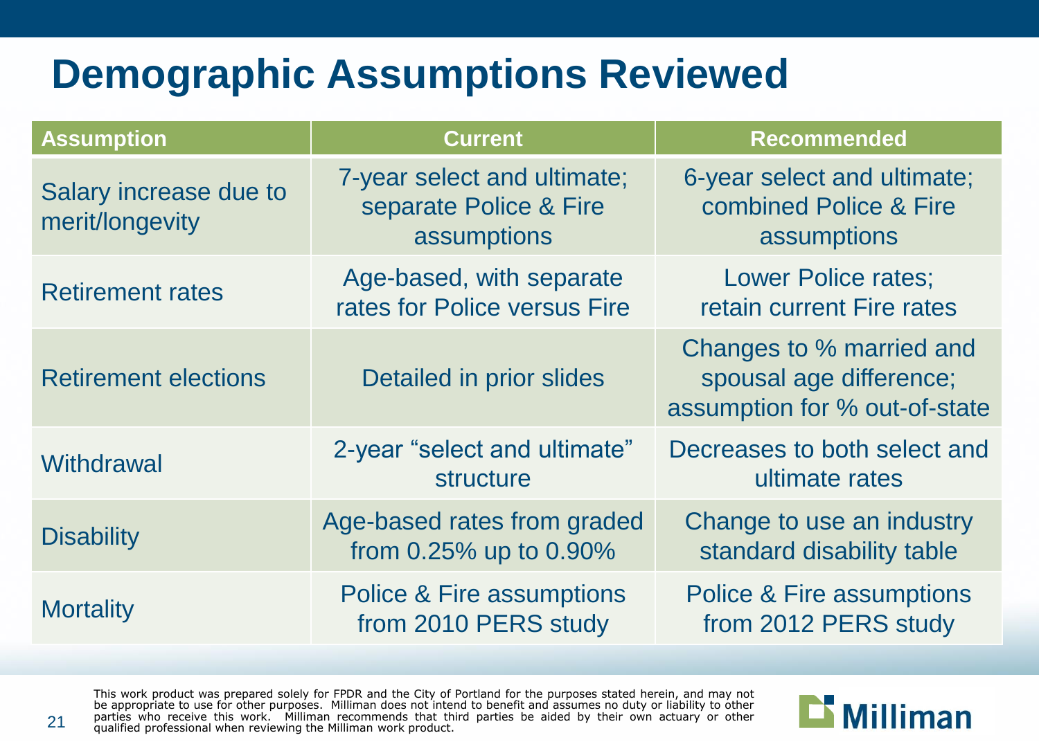# Demographic Assumptions Reviewed

| Assumption | Current | Recommended |
|---|---|---|
| Salary increase due to merit/longevity | 7-year select and ultimate; separate Police & Fire assumptions | 6-year select and ultimate; combined Police & Fire assumptions |
| Retirement rates | Age-based, with separate rates for Police versus Fire | Lower Police rates; retain current Fire rates |
| Retirement elections | Detailed in prior slides | Changes to % married and spousal age difference; assumption for % out-of-state |
| Withdrawal | 2-year “select and ultimate” structure | Decreases to both select and ultimate rates |
| Disability | Age-based rates from graded from 0.25% up to 0.90% | Change to use an industry standard disability table |
| Mortality | Police & Fire assumptions from 2010 PERS study | Police & Fire assumptions from 2012 PERS study |

This work product was prepared solely for FPDR and the City of Portland for the purposes stated herein, and may not be appropriate to use for other purposes. Milliman does not intend to benefit and assumes no duty or liability to other parties who receive this work. Milliman recommends that third parties be aided by their own actuary or other qualified professional when reviewing the Milliman work product.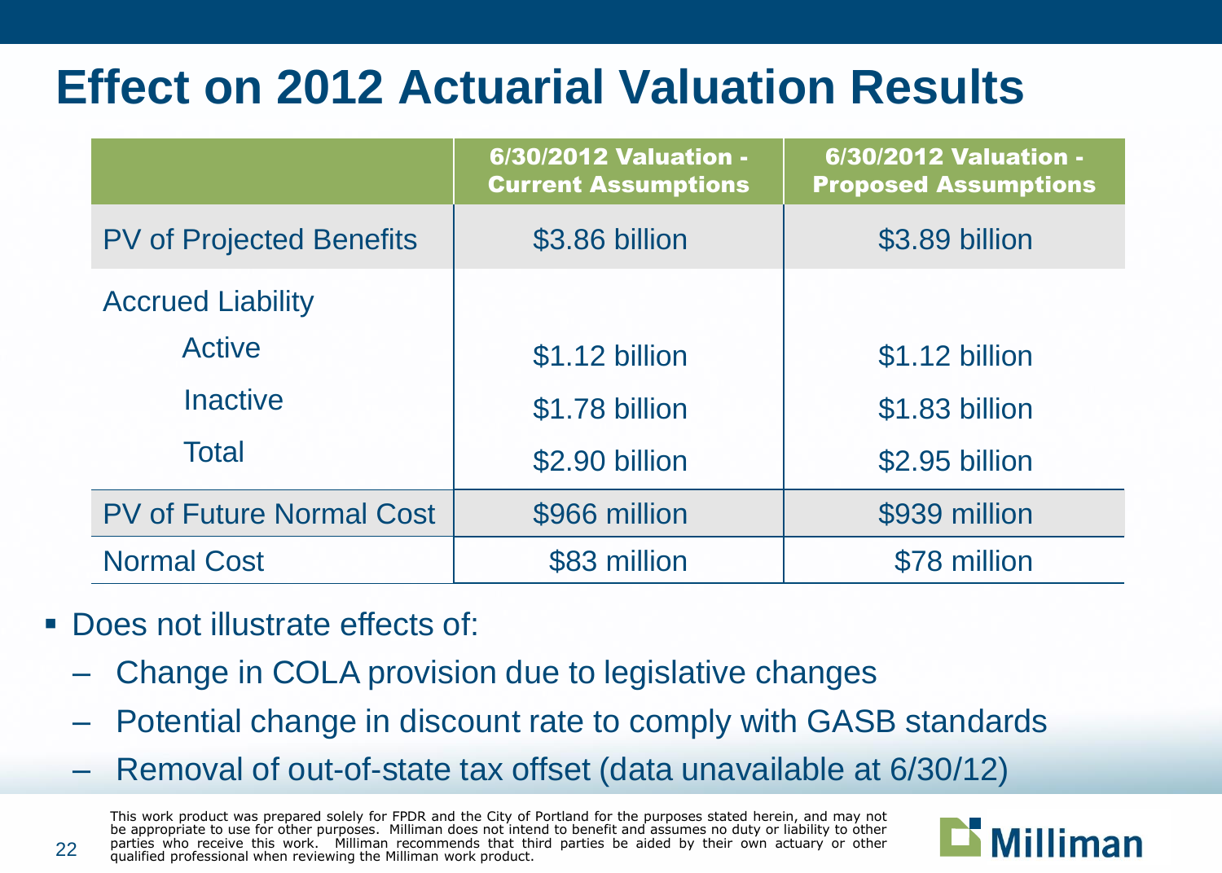# Effect on 2012 Actuarial Valuation Results

| | 6/30/2012 Valuation - Current Assumptions | 6/30/2012 Valuation - Proposed Assumptions |
|---|---|---|
| PV of Projected Benefits | $3.86 billion | $3.89 billion |
| Accrued Liability | | |
| Active | $1.12 billion | $1.12 billion |
| Inactive | $1.78 billion | $1.83 billion |
| Total | $2.90 billion | $2.95 billion |
| PV of Future Normal Cost | $966 million | $939 million |
| Normal Cost | $83 million | $78 million |

- Does not illustrate effects of:
  - Change in COLA provision due to legislative changes
  - Potential change in discount rate to comply with GASB standards
  - Removal of out-of-state tax offset (data unavailable at 6/30/12)

This work product was prepared solely for FPDR and the City of Portland for the purposes stated herein, and may not be appropriate to use for other purposes. Milliman does not intend to benefit and assumes no duty or liability to other parties who receive this work. Milliman recommends that third parties be aided by their own actuary or other qualified professional when reviewing the Milliman work product.

Milliman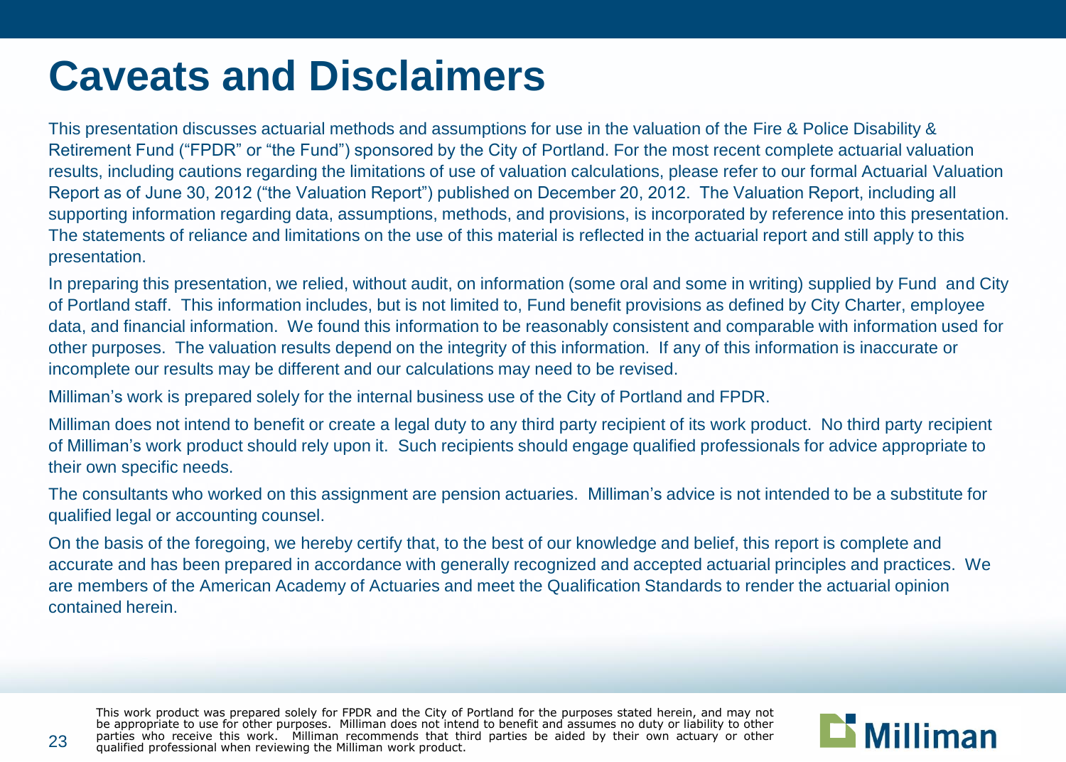# Caveats and Disclaimers

This presentation discusses actuarial methods and assumptions for use in the valuation of the Fire & Police Disability & Retirement Fund ("FPDR" or "the Fund") sponsored by the City of Portland. For the most recent complete actuarial valuation results, including cautions regarding the limitations of use of valuation calculations, please refer to our formal Actuarial Valuation Report as of June 30, 2012 ("the Valuation Report") published on December 20, 2012. The Valuation Report, including all supporting information regarding data, assumptions, methods, and provisions, is incorporated by reference into this presentation. The statements of reliance and limitations on the use of this material is reflected in the actuarial report and still apply to this presentation.

In preparing this presentation, we relied, without audit, on information (some oral and some in writing) supplied by Fund and City of Portland staff. This information includes, but is not limited to, Fund benefit provisions as defined by City Charter, employee data, and financial information. We found this information to be reasonably consistent and comparable with information used for other purposes. The valuation results depend on the integrity of this information. If any of this information is inaccurate or incomplete our results may be different and our calculations may need to be revised.

Milliman's work is prepared solely for the internal business use of the City of Portland and FPDR.

Milliman does not intend to benefit or create a legal duty to any third party recipient of its work product. No third party recipient of Milliman's work product should rely upon it. Such recipients should engage qualified professionals for advice appropriate to their own specific needs.

The consultants who worked on this assignment are pension actuaries. Milliman's advice is not intended to be a substitute for qualified legal or accounting counsel.

On the basis of the foregoing, we hereby certify that, to the best of our knowledge and belief, this report is complete and accurate and has been prepared in accordance with generally recognized and accepted actuarial principles and practices. We are members of the American Academy of Actuaries and meet the Qualification Standards to render the actuarial opinion contained herein.

This work product was prepared solely for FPDR and the City of Portland for the purposes stated herein, and may not be appropriate to use for other purposes. Milliman does not intend to benefit and assumes no duty or liability to other parties who receive this work. Milliman recommends that third parties be aided by their own actuary or other qualified professional when reviewing the Milliman work product.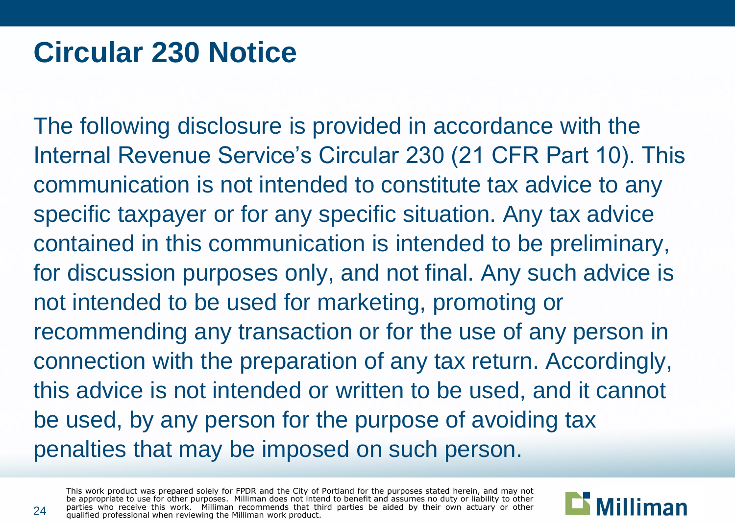# Circular 230 Notice

The following disclosure is provided in accordance with the Internal Revenue Service's Circular 230 (21 CFR Part 10). This communication is not intended to constitute tax advice to any specific taxpayer or for any specific situation. Any tax advice contained in this communication is intended to be preliminary, for discussion purposes only, and not final. Any such advice is not intended to be used for marketing, promoting or recommending any transaction or for the use of any person in connection with the preparation of any tax return. Accordingly, this advice is not intended or written to be used, and it cannot be used, by any person for the purpose of avoiding tax penalties that may be imposed on such person.

This work product was prepared solely for FPDR and the City of Portland for the purposes stated herein, and may not be appropriate to use for other purposes. Milliman does not intend to benefit and assumes no duty or liability to other parties who receive this work. Milliman recommends that third parties be aided by their own actuary or other qualified professional when reviewing the Milliman work product.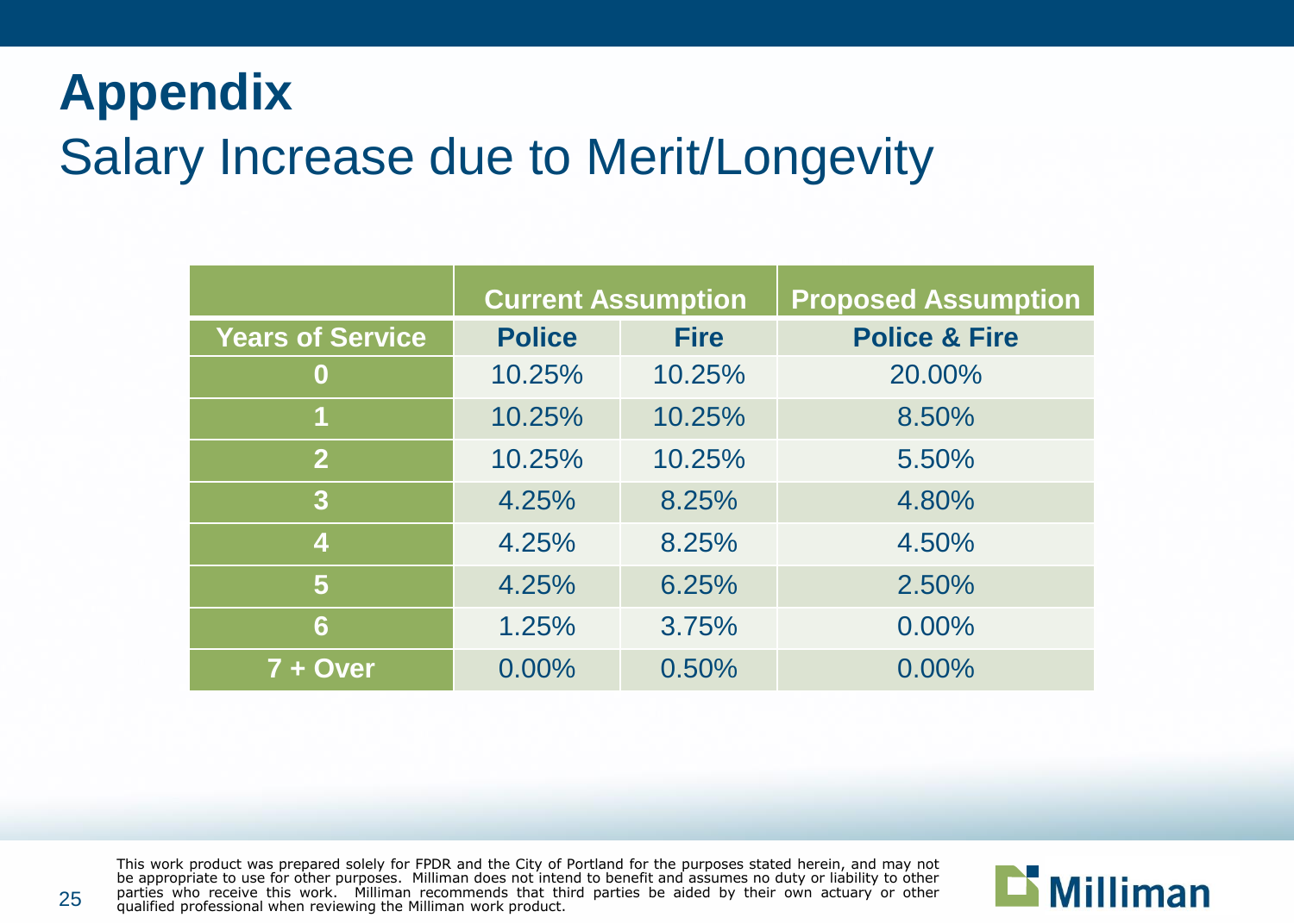# Appendix

## Salary Increase due to Merit/Longevity

| | Current Assumption | | Proposed Assumption |
|---|---|---|---|
| **Years of Service** | **Police** | **Fire** | **Police & Fire** |
| **0** | 10.25% | 10.25% | 20.00% |
| **1** | 10.25% | 10.25% | 8.50% |
| **2** | 10.25% | 10.25% | 5.50% |
| **3** | 4.25% | 8.25% | 4.80% |
| **4** | 4.25% | 8.25% | 4.50% |
| **5** | 4.25% | 6.25% | 2.50% |
| **6** | 1.25% | 3.75% | 0.00% |
| **7 + Over** | 0.00% | 0.50% | 0.00% |

This work product was prepared solely for FPDR and the City of Portland for the purposes stated herein, and may not be appropriate to use for other purposes. Milliman does not intend to benefit and assumes no duty or liability to other parties who receive this work. Milliman recommends that third parties be aided by their own actuary or other qualified professional when reviewing the Milliman work product.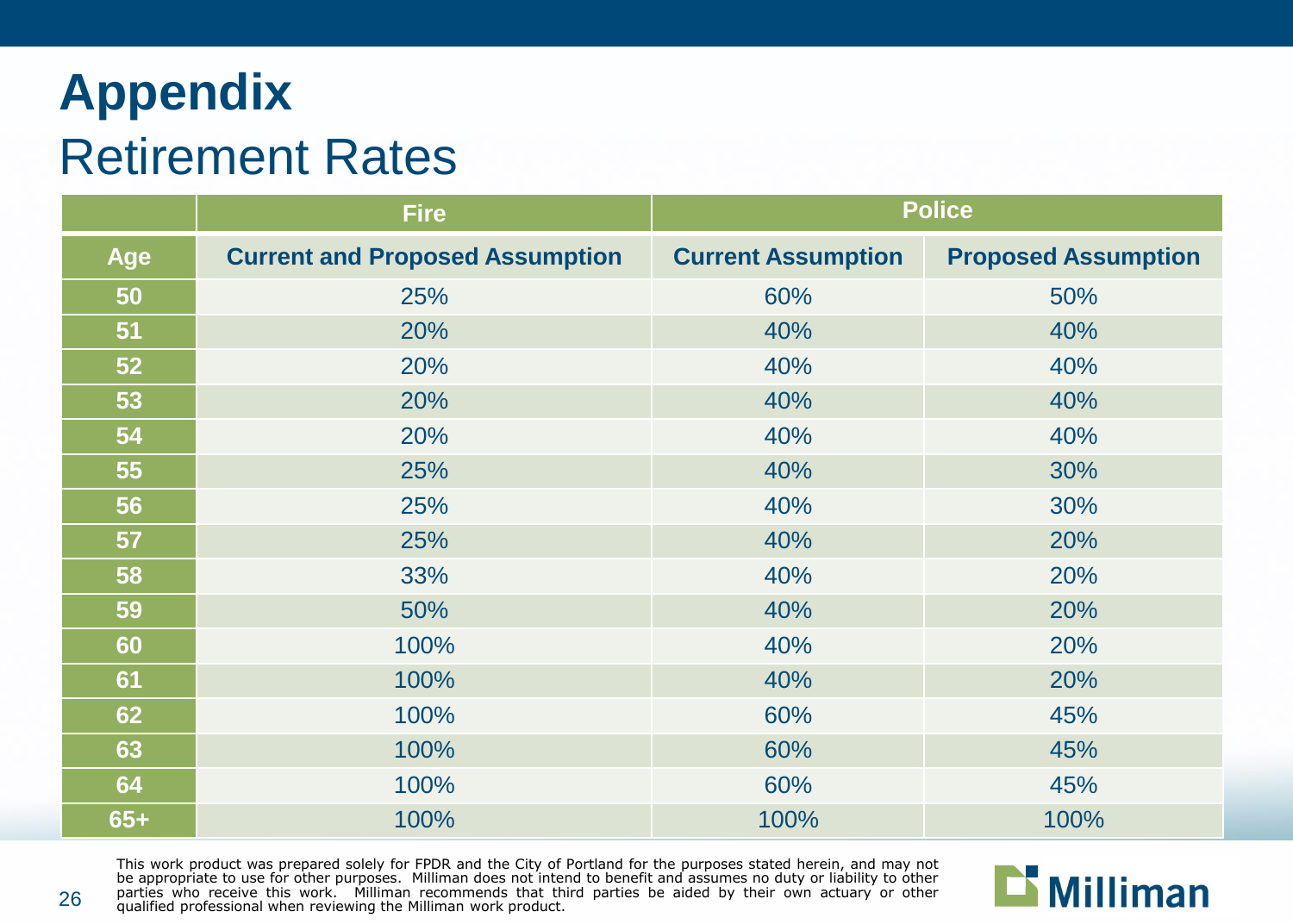# Appendix

## Retirement Rates

| | Fire | Police | |
|---|---|---|---|
| **Age** | **Current and Proposed Assumption** | **Current Assumption** | **Proposed Assumption** |
| 50 | 25% | 60% | 50% |
| 51 | 20% | 40% | 40% |
| 52 | 20% | 40% | 40% |
| 53 | 20% | 40% | 40% |
| 54 | 20% | 40% | 40% |
| 55 | 25% | 40% | 30% |
| 56 | 25% | 40% | 30% |
| 57 | 25% | 40% | 20% |
| 58 | 33% | 40% | 20% |
| 59 | 50% | 40% | 20% |
| 60 | 100% | 40% | 20% |
| 61 | 100% | 40% | 20% |
| 62 | 100% | 60% | 45% |
| 63 | 100% | 60% | 45% |
| 64 | 100% | 60% | 45% |
| 65+ | 100% | 100% | 100% |

This work product was prepared solely for FPDR and the City of Portland for the purposes stated herein, and may not be appropriate to use for other purposes. Milliman does not intend to benefit and assumes no duty or liability to other parties who receive this work. Milliman recommends that third parties be aided by their own actuary or other qualified professional when reviewing the Milliman work product.

Milliman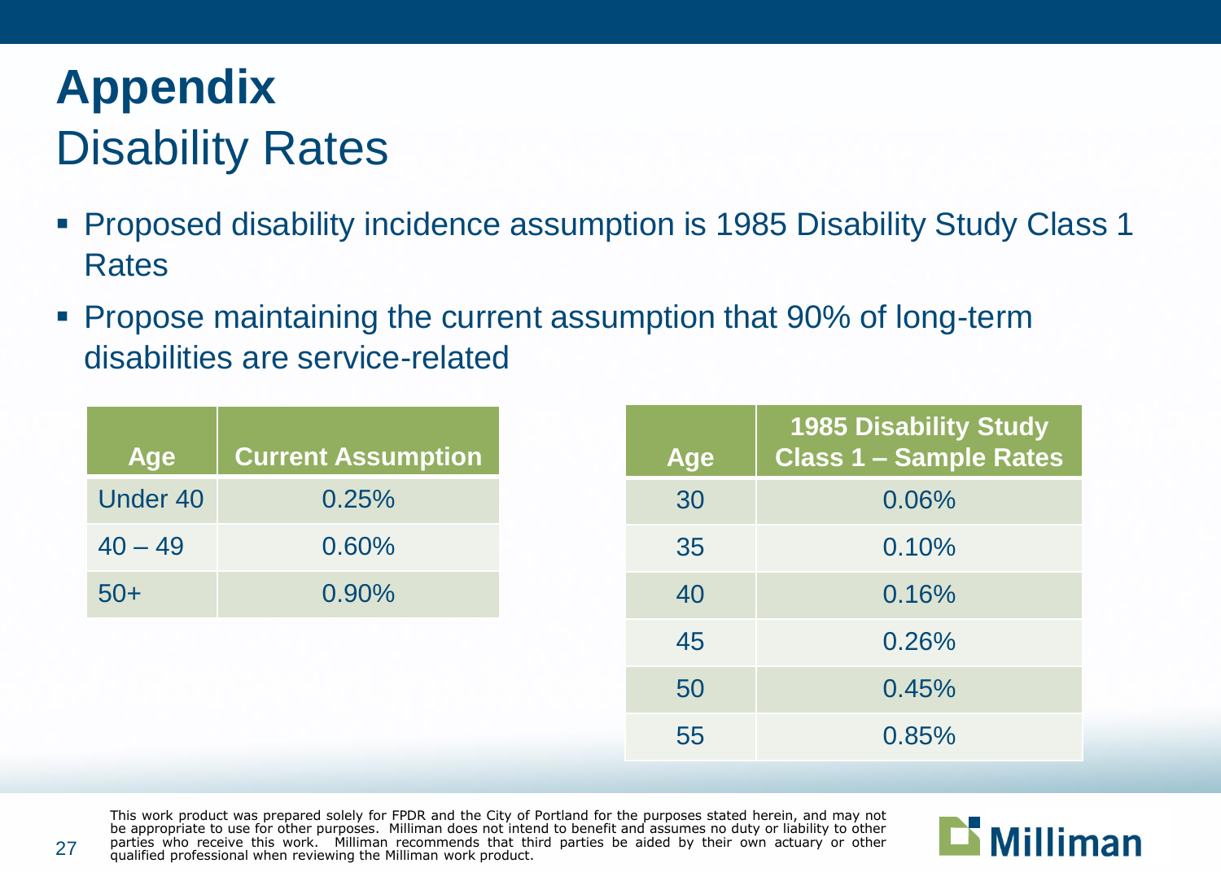# Appendix

## Disability Rates

- Proposed disability incidence assumption is 1985 Disability Study Class 1 Rates
- Propose maintaining the current assumption that 90% of long-term disabilities are service-related

| Age | Current Assumption |
|---|---|
| Under 40 | 0.25% |
| 40 – 49 | 0.60% |
| 50+ | 0.90% |

| Age | 1985 Disability Study Class 1 – Sample Rates |
|---|---|
| 30 | 0.06% |
| 35 | 0.10% |
| 40 | 0.16% |
| 45 | 0.26% |
| 50 | 0.45% |
| 55 | 0.85% |

This work product was prepared solely for FPDR and the City of Portland for the purposes stated herein, and may not be appropriate to use for other purposes. Milliman does not intend to benefit and assumes no duty or liability to other parties who receive this work. Milliman recommends that third parties be aided by their own actuary or other qualified professional when reviewing the Milliman work product.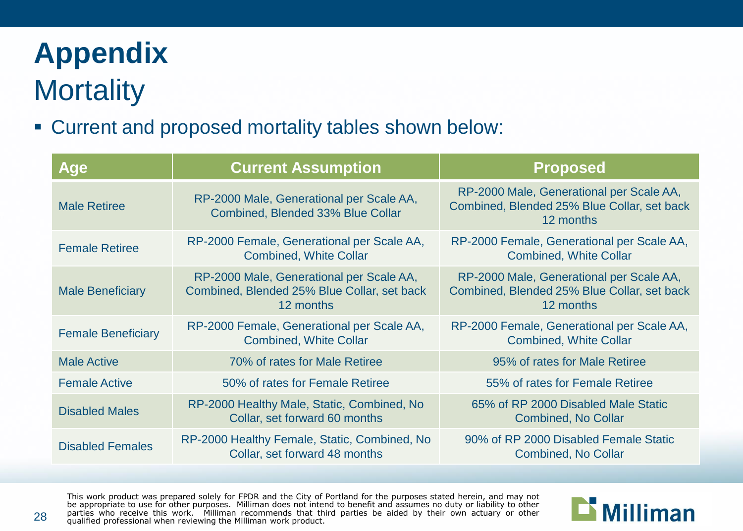# Appendix

## Mortality

- Current and proposed mortality tables shown below:

| Age | Current Assumption | Proposed |
| --- | --- | --- |
| Male Retiree | RP-2000 Male, Generational per Scale AA, Combined, Blended 33% Blue Collar | RP-2000 Male, Generational per Scale AA, Combined, Blended 25% Blue Collar, set back 12 months |
| Female Retiree | RP-2000 Female, Generational per Scale AA, Combined, White Collar | RP-2000 Female, Generational per Scale AA, Combined, White Collar |
| Male Beneficiary | RP-2000 Male, Generational per Scale AA, Combined, Blended 25% Blue Collar, set back 12 months | RP-2000 Male, Generational per Scale AA, Combined, Blended 25% Blue Collar, set back 12 months |
| Female Beneficiary | RP-2000 Female, Generational per Scale AA, Combined, White Collar | RP-2000 Female, Generational per Scale AA, Combined, White Collar |
| Male Active | 70% of rates for Male Retiree | 95% of rates for Male Retiree |
| Female Active | 50% of rates for Female Retiree | 55% of rates for Female Retiree |
| Disabled Males | RP-2000 Healthy Male, Static, Combined, No Collar, set forward 60 months | 65% of RP 2000 Disabled Male Static Combined, No Collar |
| Disabled Females | RP-2000 Healthy Female, Static, Combined, No Collar, set forward 48 months | 90% of RP 2000 Disabled Female Static Combined, No Collar |

This work product was prepared solely for FPDR and the City of Portland for the purposes stated herein, and may not be appropriate to use for other purposes. Milliman does not intend to benefit and assumes no duty or liability to other parties who receive this work. Milliman recommends that third parties be aided by their own actuary or other qualified professional when reviewing the Milliman work product.

Milliman